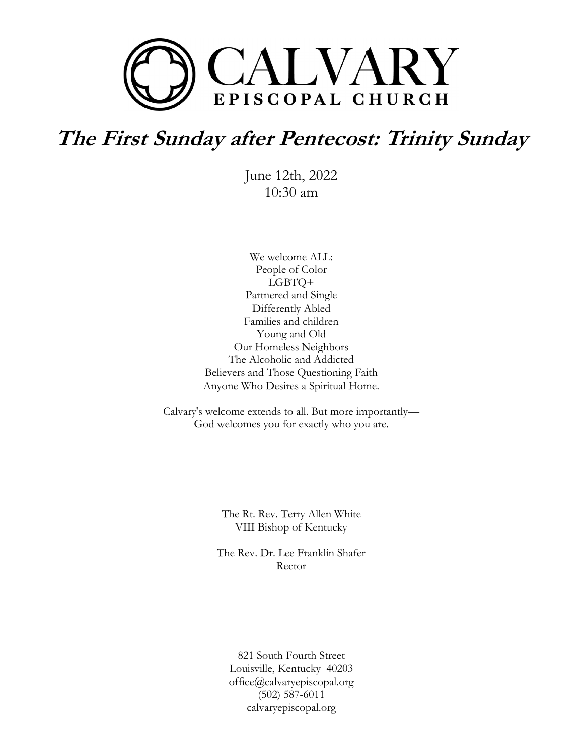# CALVARY
EPISCOPAL CHURCH

## *The First Sunday after Pentecost: Trinity Sunday*

June 12th, 2022
10:30 am

We welcome ALL:
People of Color
LGBTQ+
Partnered and Single
Differently Abled
Families and children
Young and Old
Our Homeless Neighbors
The Alcoholic and Addicted
Believers and Those Questioning Faith
Anyone Who Desires a Spiritual Home.

Calvary's welcome extends to all. But more importantly—
God welcomes you for exactly who you are.

The Rt. Rev. Terry Allen White
VIII Bishop of Kentucky

The Rev. Dr. Lee Franklin Shafer
Rector

821 South Fourth Street
Louisville, Kentucky 40203
office@calvaryepiscopal.org
(502) 587-6011
calvaryepiscopal.org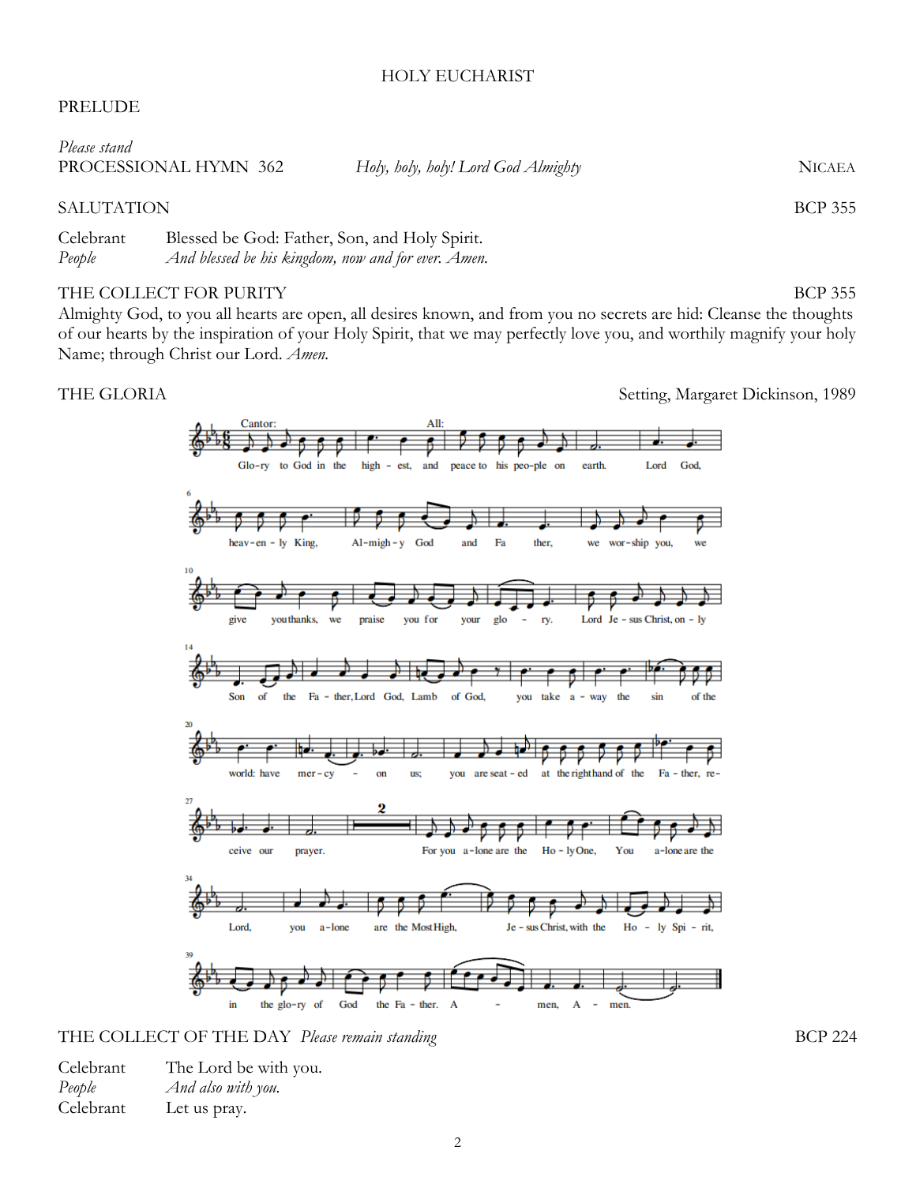# HOLY EUCHARIST

PRELUDE

*Please stand*

PROCESSIONAL HYMN 362 *Holy, holy, holy! Lord God Almighty* NICAEA

SALUTATION BCP 355

Celebrant Blessed be God: Father, Son, and Holy Spirit.

*People* *And blessed be his kingdom, now and for ever. Amen.*

THE COLLECT FOR PURITY BCP 355

Almighty God, to you all hearts are open, all desires known, and from you no secrets are hid: Cleanse the thoughts of our hearts by the inspiration of your Holy Spirit, that we may perfectly love you, and worthily magnify your holy Name; through Christ our Lord. *Amen.*

THE GLORIA Setting, Margaret Dickinson, 1989

THE COLLECT OF THE DAY *Please remain standing* BCP 224

Celebrant The Lord be with you.

*People* *And also with you.*

Celebrant Let us pray.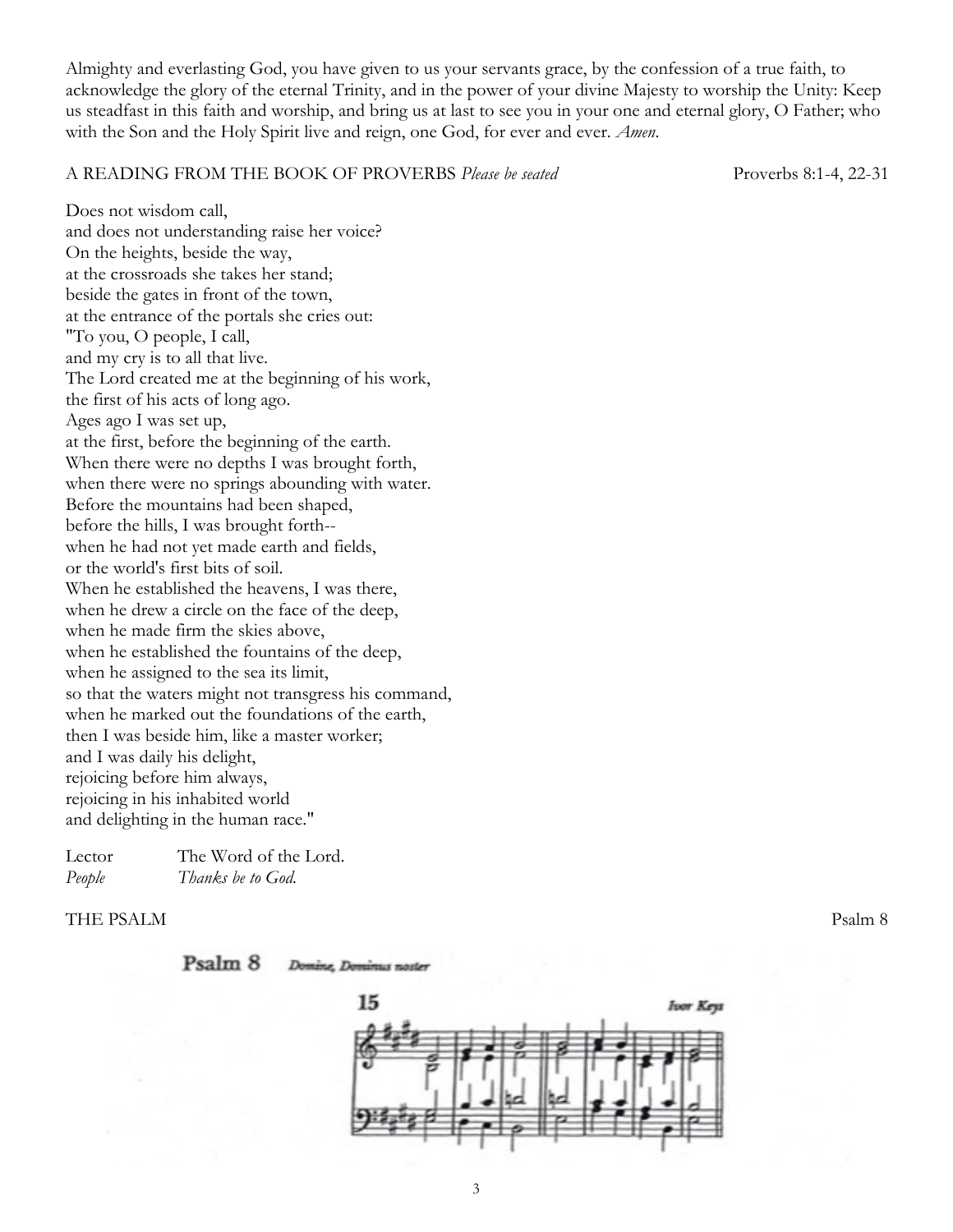Almighty and everlasting God, you have given to us your servants grace, by the confession of a true faith, to acknowledge the glory of the eternal Trinity, and in the power of your divine Majesty to worship the Unity: Keep us steadfast in this faith and worship, and bring us at last to see you in your one and eternal glory, O Father; who with the Son and the Holy Spirit live and reign, one God, for ever and ever. *Amen.*

A READING FROM THE BOOK OF PROVERBS *Please be seated* Proverbs 8:1-4, 22-31

Does not wisdom call,
and does not understanding raise her voice?
On the heights, beside the way,
at the crossroads she takes her stand;
beside the gates in front of the town,
at the entrance of the portals she cries out:
"To you, O people, I call,
and my cry is to all that live.
The Lord created me at the beginning of his work,
the first of his acts of long ago.
Ages ago I was set up,
at the first, before the beginning of the earth.
When there were no depths I was brought forth,
when there were no springs abounding with water.
Before the mountains had been shaped,
before the hills, I was brought forth--
when he had not yet made earth and fields,
or the world's first bits of soil.
When he established the heavens, I was there,
when he drew a circle on the face of the deep,
when he made firm the skies above,
when he established the fountains of the deep,
when he assigned to the sea its limit,
so that the waters might not transgress his command,
when he marked out the foundations of the earth,
then I was beside him, like a master worker;
and I was daily his delight,
rejoicing before him always,
rejoicing in his inhabited world
and delighting in the human race."

Lector The Word of the Lord.
*People* *Thanks be to God.*

THE PSALM Psalm 8

**Psalm 8** *Domine, Dominus noster*

15 *Ivor Keys*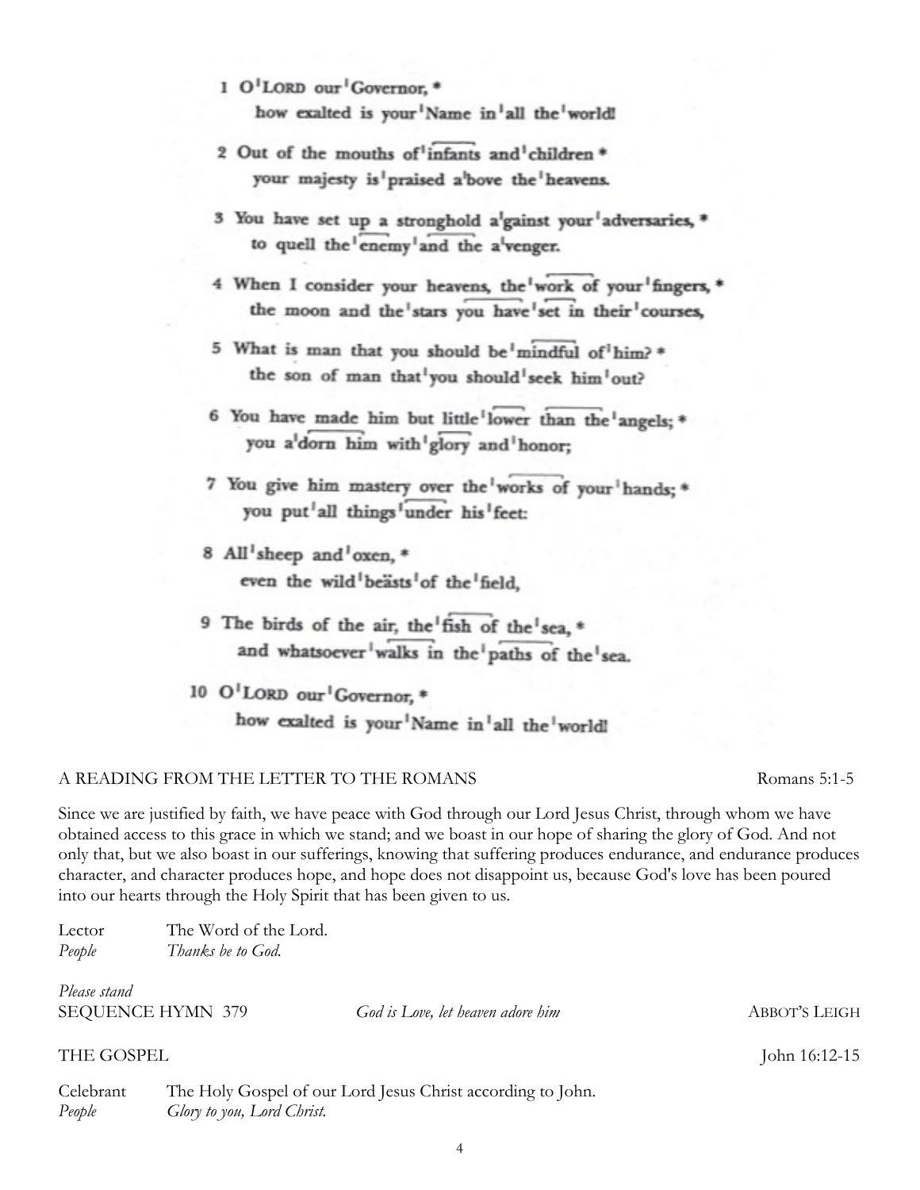1 O LORD our Governor, *
how exalted is your Name in all the world!

2 Out of the mouths of infants and children *
your majesty is praised above the heavens.

3 You have set up a stronghold against your adversaries, *
to quell the enemy and the avenger.

4 When I consider your heavens, the work of your fingers, *
the moon and the stars you have set in their courses,

5 What is man that you should be mindful of him? *
the son of man that you should seek him out?

6 You have made him but little lower than the angels; *
you adorn him with glory and honor;

7 You give him mastery over the works of your hands; *
you put all things under his feet:

8 All sheep and oxen, *
even the wild beästs of the field,

9 The birds of the air, the fish of the sea, *
and whatsoever walks in the paths of the sea.

10 O LORD our Governor, *
how exalted is your Name in all the world!

A READING FROM THE LETTER TO THE ROMANS — Romans 5:1-5

Since we are justified by faith, we have peace with God through our Lord Jesus Christ, through whom we have obtained access to this grace in which we stand; and we boast in our hope of sharing the glory of God. And not only that, but we also boast in our sufferings, knowing that suffering produces endurance, and endurance produces character, and character produces hope, and hope does not disappoint us, because God's love has been poured into our hearts through the Holy Spirit that has been given to us.

Lector — The Word of the Lord.
*People* — *Thanks be to God.*

*Please stand*
SEQUENCE HYMN 379 — *God is Love, let heaven adore him* — ABBOT'S LEIGH

THE GOSPEL — John 16:12-15

Celebrant — The Holy Gospel of our Lord Jesus Christ according to John.
*People* — *Glory to you, Lord Christ.*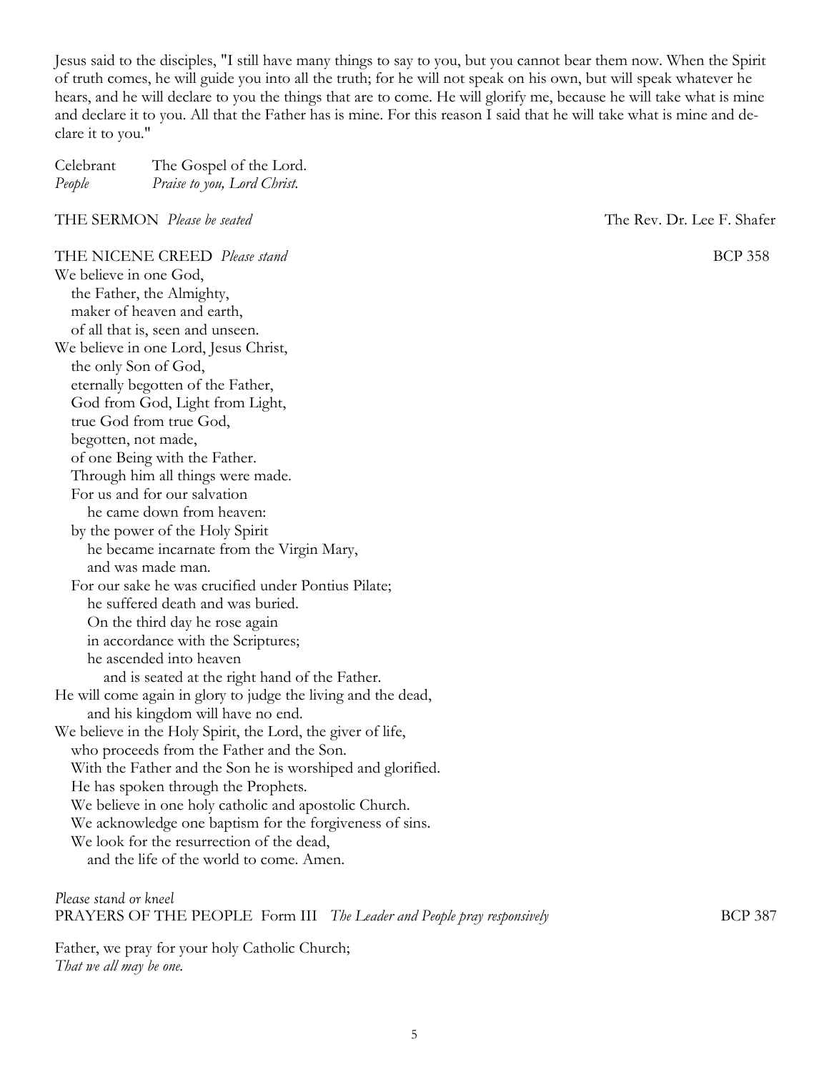Jesus said to the disciples, "I still have many things to say to you, but you cannot bear them now. When the Spirit of truth comes, he will guide you into all the truth; for he will not speak on his own, but will speak whatever he hears, and he will declare to you the things that are to come. He will glorify me, because he will take what is mine and declare it to you. All that the Father has is mine. For this reason I said that he will take what is mine and declare it to you."

Celebrant  The Gospel of the Lord.
*People*  *Praise to you, Lord Christ.*

THE SERMON *Please be seated*  The Rev. Dr. Lee F. Shafer

THE NICENE CREED *Please stand*  BCP 358

We believe in one God,
  the Father, the Almighty,
  maker of heaven and earth,
  of all that is, seen and unseen.
We believe in one Lord, Jesus Christ,
  the only Son of God,
  eternally begotten of the Father,
  God from God, Light from Light,
  true God from true God,
  begotten, not made,
  of one Being with the Father.
  Through him all things were made.
  For us and for our salvation
    he came down from heaven:
  by the power of the Holy Spirit
    he became incarnate from the Virgin Mary,
    and was made man.
  For our sake he was crucified under Pontius Pilate;
    he suffered death and was buried.
    On the third day he rose again
    in accordance with the Scriptures;
    he ascended into heaven
      and is seated at the right hand of the Father.
He will come again in glory to judge the living and the dead,
    and his kingdom will have no end.
We believe in the Holy Spirit, the Lord, the giver of life,
  who proceeds from the Father and the Son.
  With the Father and the Son he is worshiped and glorified.
  He has spoken through the Prophets.
  We believe in one holy catholic and apostolic Church.
  We acknowledge one baptism for the forgiveness of sins.
  We look for the resurrection of the dead,
    and the life of the world to come. Amen.

*Please stand or kneel*
PRAYERS OF THE PEOPLE Form III *The Leader and People pray responsively*  BCP 387

Father, we pray for your holy Catholic Church;
*That we all may be one.*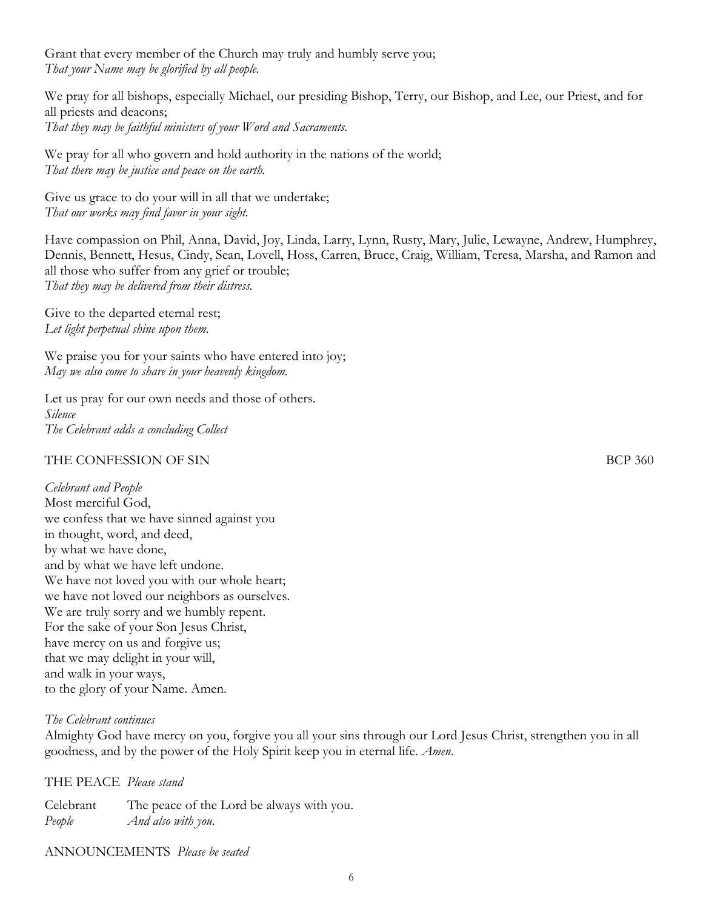Grant that every member of the Church may truly and humbly serve you;
*That your Name may be glorified by all people.*

We pray for all bishops, especially Michael, our presiding Bishop, Terry, our Bishop, and Lee, our Priest, and for all priests and deacons;
*That they may be faithful ministers of your Word and Sacraments.*

We pray for all who govern and hold authority in the nations of the world;
*That there may be justice and peace on the earth.*

Give us grace to do your will in all that we undertake;
*That our works may find favor in your sight.*

Have compassion on Phil, Anna, David, Joy, Linda, Larry, Lynn, Rusty, Mary, Julie, Lewayne, Andrew, Humphrey, Dennis, Bennett, Hesus, Cindy, Sean, Lovell, Hoss, Carren, Bruce, Craig, William, Teresa, Marsha, and Ramon and all those who suffer from any grief or trouble;
*That they may be delivered from their distress.*

Give to the departed eternal rest;
*Let light perpetual shine upon them.*

We praise you for your saints who have entered into joy;
*May we also come to share in your heavenly kingdom.*

Let us pray for our own needs and those of others.
*Silence*
*The Celebrant adds a concluding Collect*

THE CONFESSION OF SIN BCP 360

*Celebrant and People*
Most merciful God,
we confess that we have sinned against you
in thought, word, and deed,
by what we have done,
and by what we have left undone.
We have not loved you with our whole heart;
we have not loved our neighbors as ourselves.
We are truly sorry and we humbly repent.
For the sake of your Son Jesus Christ,
have mercy on us and forgive us;
that we may delight in your will,
and walk in your ways,
to the glory of your Name. Amen.

*The Celebrant continues*
Almighty God have mercy on you, forgive you all your sins through our Lord Jesus Christ, strengthen you in all goodness, and by the power of the Holy Spirit keep you in eternal life. *Amen.*

THE PEACE *Please stand*

Celebrant The peace of the Lord be always with you.
*People And also with you.*

ANNOUNCEMENTS *Please be seated*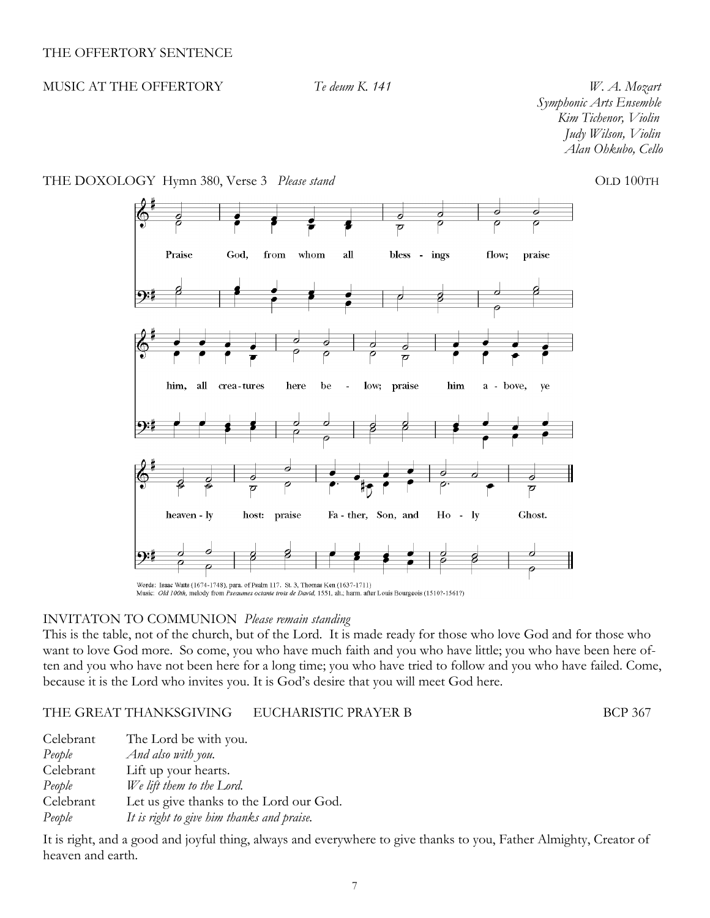THE OFFERTORY SENTENCE

MUSIC AT THE OFFERTORY *Te deum K. 141* *W. A. Mozart*
*Symphonic Arts Ensemble*
*Kim Tichenor, Violin*
*Judy Wilson, Violin*
*Alan Ohkubo, Cello*

THE DOXOLOGY Hymn 380, Verse 3 *Please stand* OLD 100TH

Praise God, from whom all bless - ings flow; praise him, all crea-tures here be - low; praise him a - bove, ye heaven - ly host: praise Fa - ther, Son, and Ho - ly Ghost.

Words: Isaac Watts (1674-1748), para. of Psalm 117. St. 3, Thomas Ken (1637-1711)
Music: *Old 100th*, melody from *Pseaumes octante trois de David*, 1551, alt.; harm. after Louis Bourgeois (1510?-1561?)

INVITATON TO COMMUNION *Please remain standing*

This is the table, not of the church, but of the Lord. It is made ready for those who love God and for those who want to love God more. So come, you who have much faith and you who have little; you who have been here often and you who have not been here for a long time; you who have tried to follow and you who have failed. Come, because it is the Lord who invites you. It is God's desire that you will meet God here.

THE GREAT THANKSGIVING EUCHARISTIC PRAYER B BCP 367

Celebrant The Lord be with you.
*People* *And also with you.*
Celebrant Lift up your hearts.
*People* *We lift them to the Lord.*
Celebrant Let us give thanks to the Lord our God.
*People* *It is right to give him thanks and praise.*

It is right, and a good and joyful thing, always and everywhere to give thanks to you, Father Almighty, Creator of heaven and earth.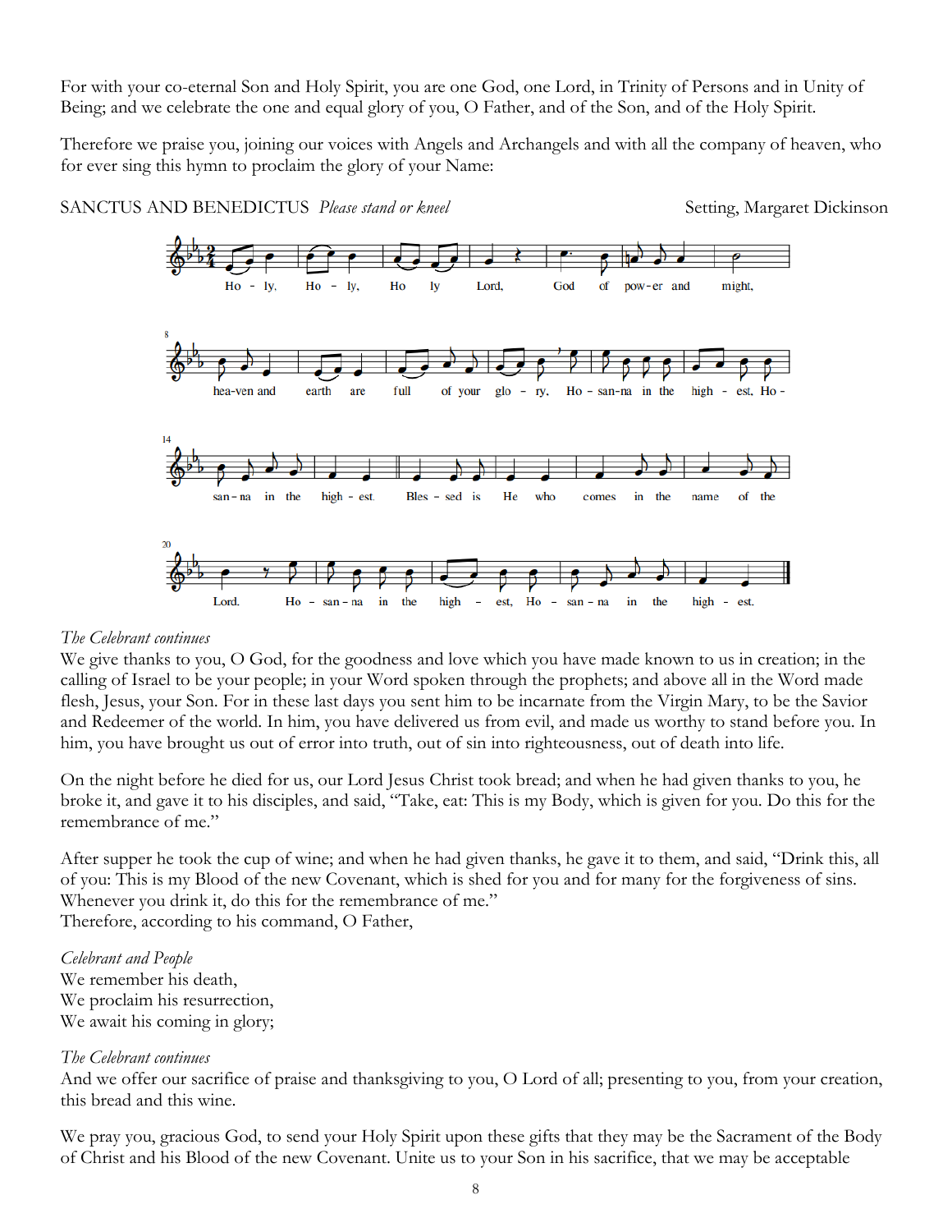For with your co-eternal Son and Holy Spirit, you are one God, one Lord, in Trinity of Persons and in Unity of Being; and we celebrate the one and equal glory of you, O Father, and of the Son, and of the Holy Spirit.

Therefore we praise you, joining our voices with Angels and Archangels and with all the company of heaven, who for ever sing this hymn to proclaim the glory of your Name:

SANCTUS AND BENEDICTUS *Please stand or kneel* Setting, Margaret Dickinson

Ho - ly, Ho - ly, Ho ly Lord, God of pow-er and might, hea-ven and earth are full of your glo - ry. Ho - san-na in the high - est, Ho - san - na in the high - est. Bles - sed is He who comes in the name of the Lord. Ho - san - na in the high - est, Ho - san - na in the high - est.

*The Celebrant continues*

We give thanks to you, O God, for the goodness and love which you have made known to us in creation; in the calling of Israel to be your people; in your Word spoken through the prophets; and above all in the Word made flesh, Jesus, your Son. For in these last days you sent him to be incarnate from the Virgin Mary, to be the Savior and Redeemer of the world. In him, you have delivered us from evil, and made us worthy to stand before you. In him, you have brought us out of error into truth, out of sin into righteousness, out of death into life.

On the night before he died for us, our Lord Jesus Christ took bread; and when he had given thanks to you, he broke it, and gave it to his disciples, and said, "Take, eat: This is my Body, which is given for you. Do this for the remembrance of me."

After supper he took the cup of wine; and when he had given thanks, he gave it to them, and said, "Drink this, all of you: This is my Blood of the new Covenant, which is shed for you and for many for the forgiveness of sins. Whenever you drink it, do this for the remembrance of me."
Therefore, according to his command, O Father,

*Celebrant and People*
We remember his death,
We proclaim his resurrection,
We await his coming in glory;

*The Celebrant continues*
And we offer our sacrifice of praise and thanksgiving to you, O Lord of all; presenting to you, from your creation, this bread and this wine.

We pray you, gracious God, to send your Holy Spirit upon these gifts that they may be the Sacrament of the Body of Christ and his Blood of the new Covenant. Unite us to your Son in his sacrifice, that we may be acceptable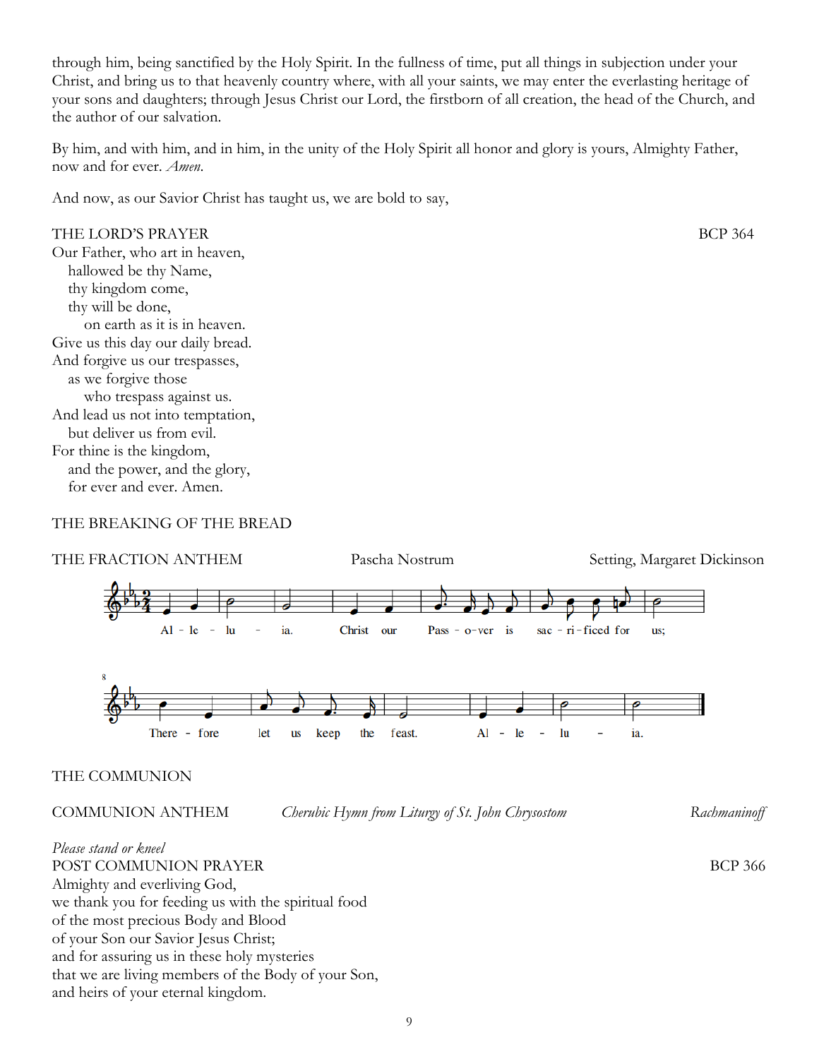through him, being sanctified by the Holy Spirit. In the fullness of time, put all things in subjection under your Christ, and bring us to that heavenly country where, with all your saints, we may enter the everlasting heritage of your sons and daughters; through Jesus Christ our Lord, the firstborn of all creation, the head of the Church, and the author of our salvation.

By him, and with him, and in him, in the unity of the Holy Spirit all honor and glory is yours, Almighty Father, now and for ever. *Amen.*

And now, as our Savior Christ has taught us, we are bold to say,

THE LORD'S PRAYER BCP 364

Our Father, who art in heaven,
hallowed be thy Name,
thy kingdom come,
thy will be done,
on earth as it is in heaven.
Give us this day our daily bread.
And forgive us our trespasses,
as we forgive those
who trespass against us.
And lead us not into temptation,
but deliver us from evil.
For thine is the kingdom,
and the power, and the glory,
for ever and ever. Amen.

THE BREAKING OF THE BREAD

THE FRACTION ANTHEM Pascha Nostrum Setting, Margaret Dickinson

Al - le - lu - ia. Christ our Pass - o-ver is sac - ri-ficed for us;

There - fore let us keep the feast. Al - le - lu - ia.

THE COMMUNION

COMMUNION ANTHEM *Cherubic Hymn from Liturgy of St. John Chrysostom* *Rachmaninoff*

*Please stand or kneel*

POST COMMUNION PRAYER BCP 366

Almighty and everliving God,
we thank you for feeding us with the spiritual food
of the most precious Body and Blood
of your Son our Savior Jesus Christ;
and for assuring us in these holy mysteries
that we are living members of the Body of your Son,
and heirs of your eternal kingdom.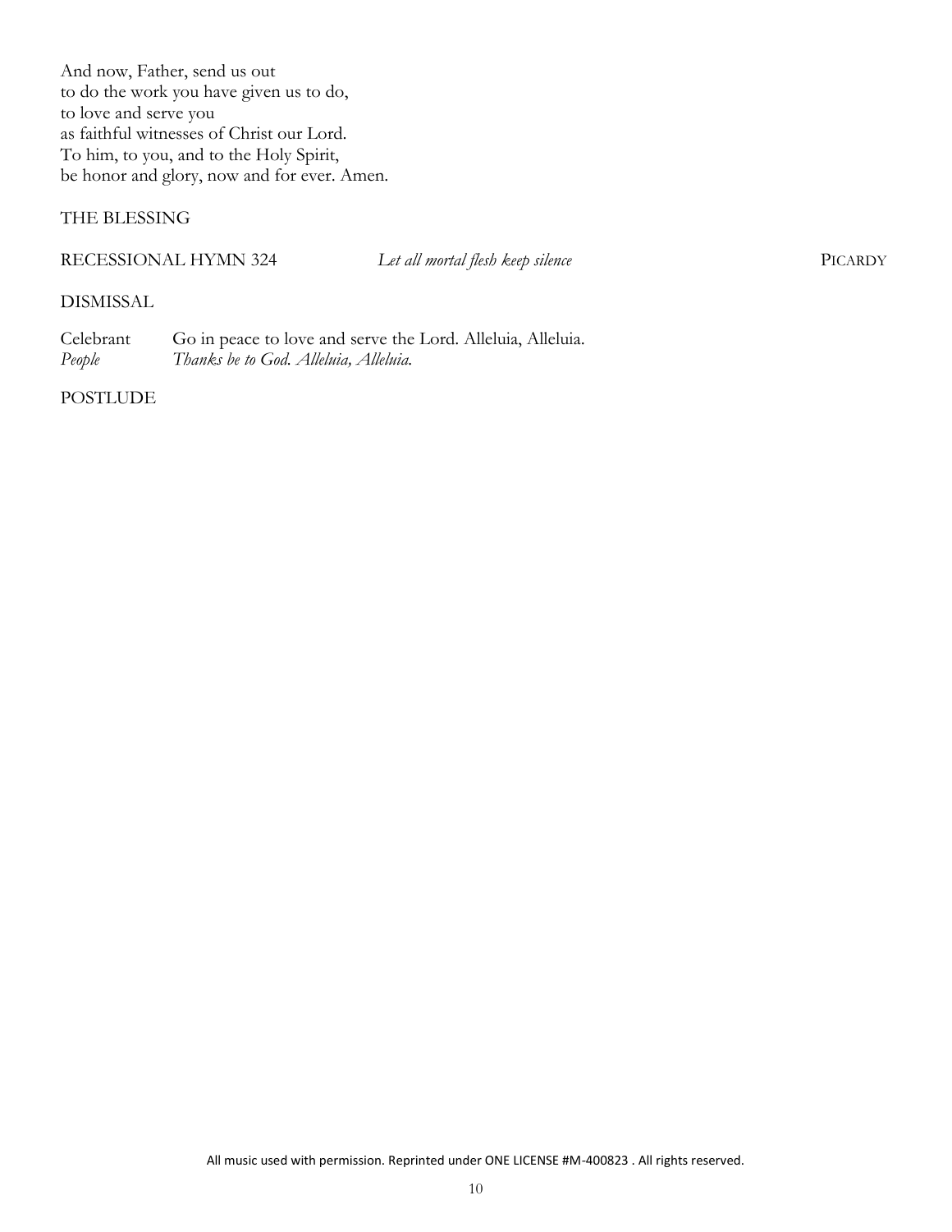And now, Father, send us out
to do the work you have given us to do,
to love and serve you
as faithful witnesses of Christ our Lord.
To him, to you, and to the Holy Spirit,
be honor and glory, now and for ever. Amen.

THE BLESSING

RECESSIONAL HYMN 324 *Let all mortal flesh keep silence* PICARDY

DISMISSAL

Celebrant Go in peace to love and serve the Lord. Alleluia, Alleluia.
*People* *Thanks be to God. Alleluia, Alleluia.*

POSTLUDE

All music used with permission. Reprinted under ONE LICENSE #M-400823 . All rights reserved.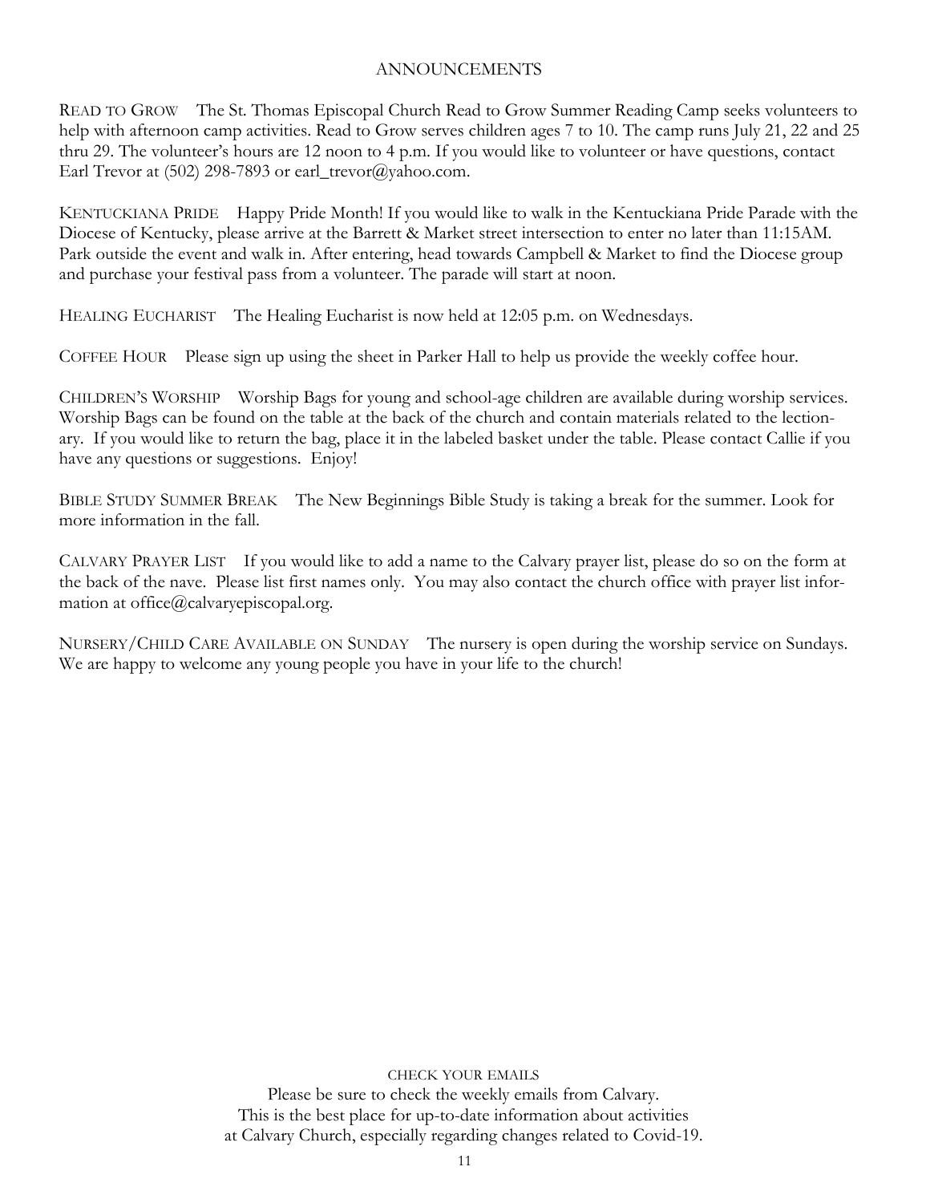## ANNOUNCEMENTS

READ TO GROW The St. Thomas Episcopal Church Read to Grow Summer Reading Camp seeks volunteers to help with afternoon camp activities. Read to Grow serves children ages 7 to 10. The camp runs July 21, 22 and 25 thru 29. The volunteer's hours are 12 noon to 4 p.m. If you would like to volunteer or have questions, contact Earl Trevor at (502) 298-7893 or earl_trevor@yahoo.com.

KENTUCKIANA PRIDE Happy Pride Month! If you would like to walk in the Kentuckiana Pride Parade with the Diocese of Kentucky, please arrive at the Barrett & Market street intersection to enter no later than 11:15AM. Park outside the event and walk in. After entering, head towards Campbell & Market to find the Diocese group and purchase your festival pass from a volunteer. The parade will start at noon.

HEALING EUCHARIST The Healing Eucharist is now held at 12:05 p.m. on Wednesdays.

COFFEE HOUR Please sign up using the sheet in Parker Hall to help us provide the weekly coffee hour.

CHILDREN'S WORSHIP Worship Bags for young and school-age children are available during worship services. Worship Bags can be found on the table at the back of the church and contain materials related to the lectionary. If you would like to return the bag, place it in the labeled basket under the table. Please contact Callie if you have any questions or suggestions. Enjoy!

BIBLE STUDY SUMMER BREAK The New Beginnings Bible Study is taking a break for the summer. Look for more information in the fall.

CALVARY PRAYER LIST If you would like to add a name to the Calvary prayer list, please do so on the form at the back of the nave. Please list first names only. You may also contact the church office with prayer list information at office@calvaryepiscopal.org.

NURSERY/CHILD CARE AVAILABLE ON SUNDAY The nursery is open during the worship service on Sundays. We are happy to welcome any young people you have in your life to the church!

CHECK YOUR EMAILS

Please be sure to check the weekly emails from Calvary.
This is the best place for up-to-date information about activities
at Calvary Church, especially regarding changes related to Covid-19.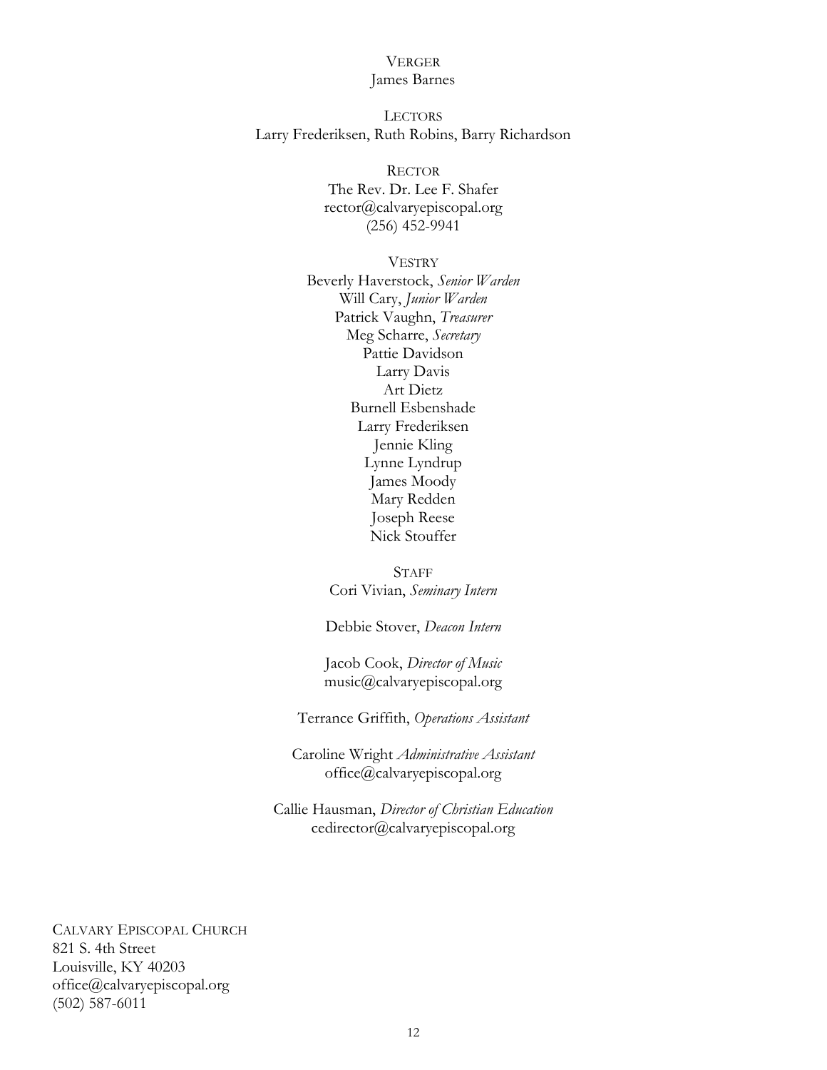VERGER
James Barnes

LECTORS
Larry Frederiksen, Ruth Robins, Barry Richardson

RECTOR
The Rev. Dr. Lee F. Shafer
rector@calvaryepiscopal.org
(256) 452-9941

VESTRY
Beverly Haverstock, *Senior Warden*
Will Cary, *Junior Warden*
Patrick Vaughn, *Treasurer*
Meg Scharre, *Secretary*
Pattie Davidson
Larry Davis
Art Dietz
Burnell Esbenshade
Larry Frederiksen
Jennie Kling
Lynne Lyndrup
James Moody
Mary Redden
Joseph Reese
Nick Stouffer

STAFF
Cori Vivian, *Seminary Intern*

Debbie Stover, *Deacon Intern*

Jacob Cook, *Director of Music*
music@calvaryepiscopal.org

Terrance Griffith, *Operations Assistant*

Caroline Wright *Administrative Assistant*
office@calvaryepiscopal.org

Callie Hausman, *Director of Christian Education*
cedirector@calvaryepiscopal.org

CALVARY EPISCOPAL CHURCH
821 S. 4th Street
Louisville, KY 40203
office@calvaryepiscopal.org
(502) 587-6011